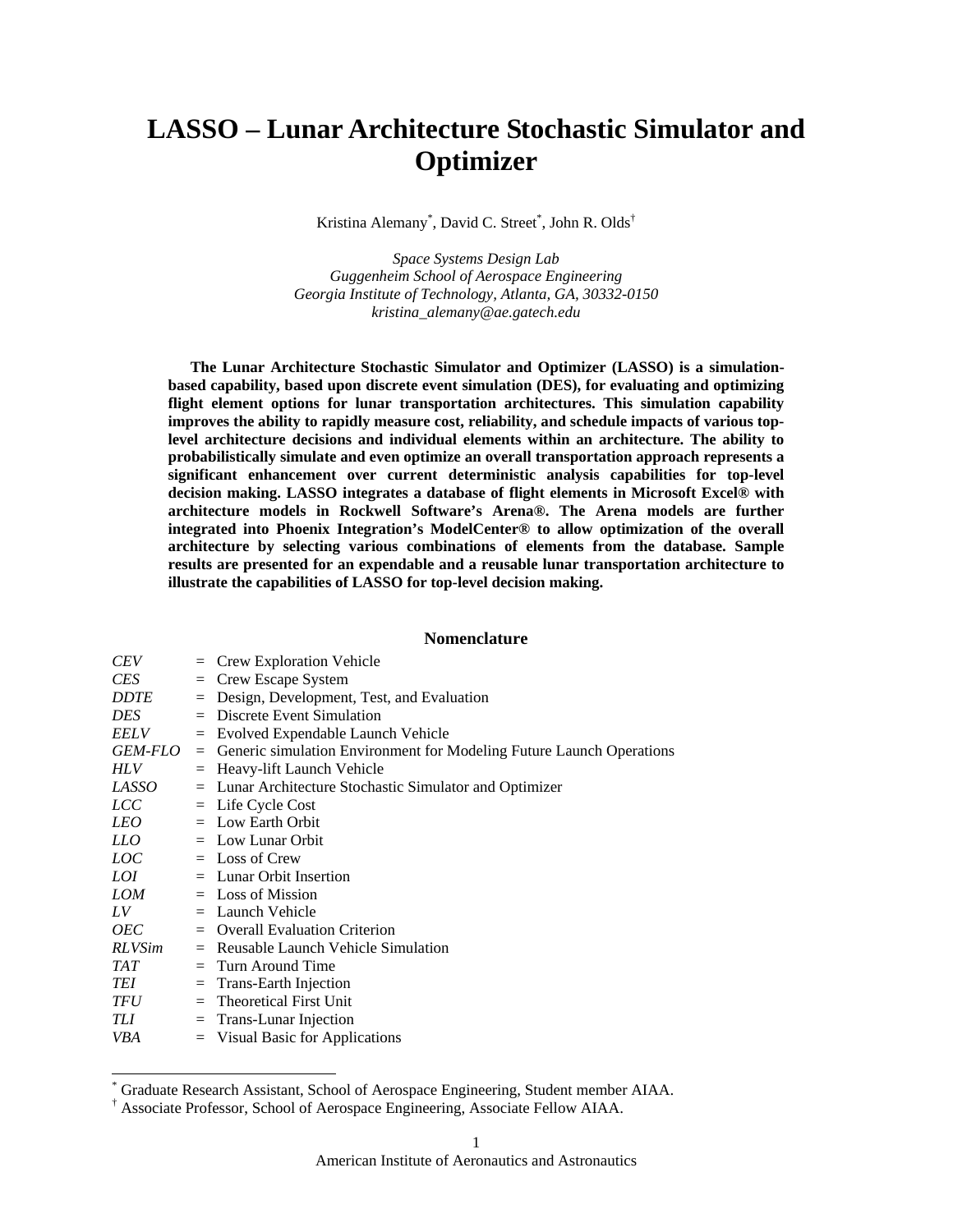# LASSO – Lunar Architecture Stochastic Simulator and Optimizer

Kristina Alemany[*], David C. Street[*], John R. Olds[†]

*Space Systems Design Lab*
*Guggenheim School of Aerospace Engineering*
*Georgia Institute of Technology, Atlanta, GA, 30332-0150*
*kristina_alemany@ae.gatech.edu*

**The Lunar Architecture Stochastic Simulator and Optimizer (LASSO) is a simulation-based capability, based upon discrete event simulation (DES), for evaluating and optimizing flight element options for lunar transportation architectures. This simulation capability improves the ability to rapidly measure cost, reliability, and schedule impacts of various top-level architecture decisions and individual elements within an architecture. The ability to probabilistically simulate and even optimize an overall transportation approach represents a significant enhancement over current deterministic analysis capabilities for top-level decision making. LASSO integrates a database of flight elements in Microsoft Excel® with architecture models in Rockwell Software's Arena®. The Arena models are further integrated into Phoenix Integration's ModelCenter® to allow optimization of the overall architecture by selecting various combinations of elements from the database. Sample results are presented for an expendable and a reusable lunar transportation architecture to illustrate the capabilities of LASSO for top-level decision making.**

## Nomenclature

| | | |
|---|---|---|
| *CEV* | = | Crew Exploration Vehicle |
| *CES* | = | Crew Escape System |
| *DDTE* | = | Design, Development, Test, and Evaluation |
| *DES* | = | Discrete Event Simulation |
| *EELV* | = | Evolved Expendable Launch Vehicle |
| *GEM-FLO* | = | Generic simulation Environment for Modeling Future Launch Operations |
| *HLV* | = | Heavy-lift Launch Vehicle |
| *LASSO* | = | Lunar Architecture Stochastic Simulator and Optimizer |
| *LCC* | = | Life Cycle Cost |
| *LEO* | = | Low Earth Orbit |
| *LLO* | = | Low Lunar Orbit |
| *LOC* | = | Loss of Crew |
| *LOI* | = | Lunar Orbit Insertion |
| *LOM* | = | Loss of Mission |
| *LV* | = | Launch Vehicle |
| *OEC* | = | Overall Evaluation Criterion |
| *RLVSim* | = | Reusable Launch Vehicle Simulation |
| *TAT* | = | Turn Around Time |
| *TEI* | = | Trans-Earth Injection |
| *TFU* | = | Theoretical First Unit |
| *TLI* | = | Trans-Lunar Injection |
| *VBA* | = | Visual Basic for Applications |

[*] Graduate Research Assistant, School of Aerospace Engineering, Student member AIAA.
[†] Associate Professor, School of Aerospace Engineering, Associate Fellow AIAA.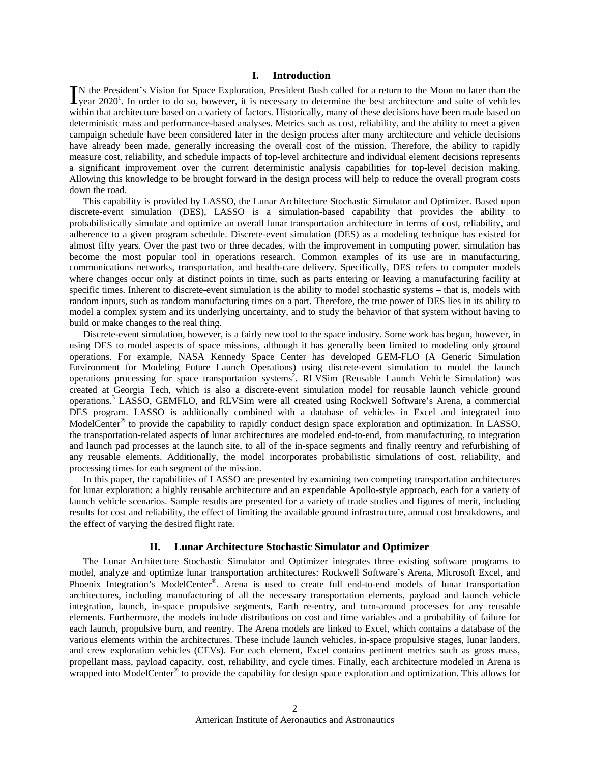## I. Introduction

IN the President's Vision for Space Exploration, President Bush called for a return to the Moon no later than the year 2020[1]. In order to do so, however, it is necessary to determine the best architecture and suite of vehicles within that architecture based on a variety of factors. Historically, many of these decisions have been made based on deterministic mass and performance-based analyses. Metrics such as cost, reliability, and the ability to meet a given campaign schedule have been considered later in the design process after many architecture and vehicle decisions have already been made, generally increasing the overall cost of the mission. Therefore, the ability to rapidly measure cost, reliability, and schedule impacts of top-level architecture and individual element decisions represents a significant improvement over the current deterministic analysis capabilities for top-level decision making. Allowing this knowledge to be brought forward in the design process will help to reduce the overall program costs down the road.

This capability is provided by LASSO, the Lunar Architecture Stochastic Simulator and Optimizer. Based upon discrete-event simulation (DES), LASSO is a simulation-based capability that provides the ability to probabilistically simulate and optimize an overall lunar transportation architecture in terms of cost, reliability, and adherence to a given program schedule. Discrete-event simulation (DES) as a modeling technique has existed for almost fifty years. Over the past two or three decades, with the improvement in computing power, simulation has become the most popular tool in operations research. Common examples of its use are in manufacturing, communications networks, transportation, and health-care delivery. Specifically, DES refers to computer models where changes occur only at distinct points in time, such as parts entering or leaving a manufacturing facility at specific times. Inherent to discrete-event simulation is the ability to model stochastic systems – that is, models with random inputs, such as random manufacturing times on a part. Therefore, the true power of DES lies in its ability to model a complex system and its underlying uncertainty, and to study the behavior of that system without having to build or make changes to the real thing.

Discrete-event simulation, however, is a fairly new tool to the space industry. Some work has begun, however, in using DES to model aspects of space missions, although it has generally been limited to modeling only ground operations. For example, NASA Kennedy Space Center has developed GEM-FLO (A Generic Simulation Environment for Modeling Future Launch Operations) using discrete-event simulation to model the launch operations processing for space transportation systems[2]. RLVSim (Reusable Launch Vehicle Simulation) was created at Georgia Tech, which is also a discrete-event simulation model for reusable launch vehicle ground operations.[3] LASSO, GEMFLO, and RLVSim were all created using Rockwell Software's Arena, a commercial DES program. LASSO is additionally combined with a database of vehicles in Excel and integrated into ModelCenter® to provide the capability to rapidly conduct design space exploration and optimization. In LASSO, the transportation-related aspects of lunar architectures are modeled end-to-end, from manufacturing, to integration and launch pad processes at the launch site, to all of the in-space segments and finally reentry and refurbishing of any reusable elements. Additionally, the model incorporates probabilistic simulations of cost, reliability, and processing times for each segment of the mission.

In this paper, the capabilities of LASSO are presented by examining two competing transportation architectures for lunar exploration: a highly reusable architecture and an expendable Apollo-style approach, each for a variety of launch vehicle scenarios. Sample results are presented for a variety of trade studies and figures of merit, including results for cost and reliability, the effect of limiting the available ground infrastructure, annual cost breakdowns, and the effect of varying the desired flight rate.

## II. Lunar Architecture Stochastic Simulator and Optimizer

The Lunar Architecture Stochastic Simulator and Optimizer integrates three existing software programs to model, analyze and optimize lunar transportation architectures: Rockwell Software's Arena, Microsoft Excel, and Phoenix Integration's ModelCenter®. Arena is used to create full end-to-end models of lunar transportation architectures, including manufacturing of all the necessary transportation elements, payload and launch vehicle integration, launch, in-space propulsive segments, Earth re-entry, and turn-around processes for any reusable elements. Furthermore, the models include distributions on cost and time variables and a probability of failure for each launch, propulsive burn, and reentry. The Arena models are linked to Excel, which contains a database of the various elements within the architectures. These include launch vehicles, in-space propulsive stages, lunar landers, and crew exploration vehicles (CEVs). For each element, Excel contains pertinent metrics such as gross mass, propellant mass, payload capacity, cost, reliability, and cycle times. Finally, each architecture modeled in Arena is wrapped into ModelCenter® to provide the capability for design space exploration and optimization. This allows for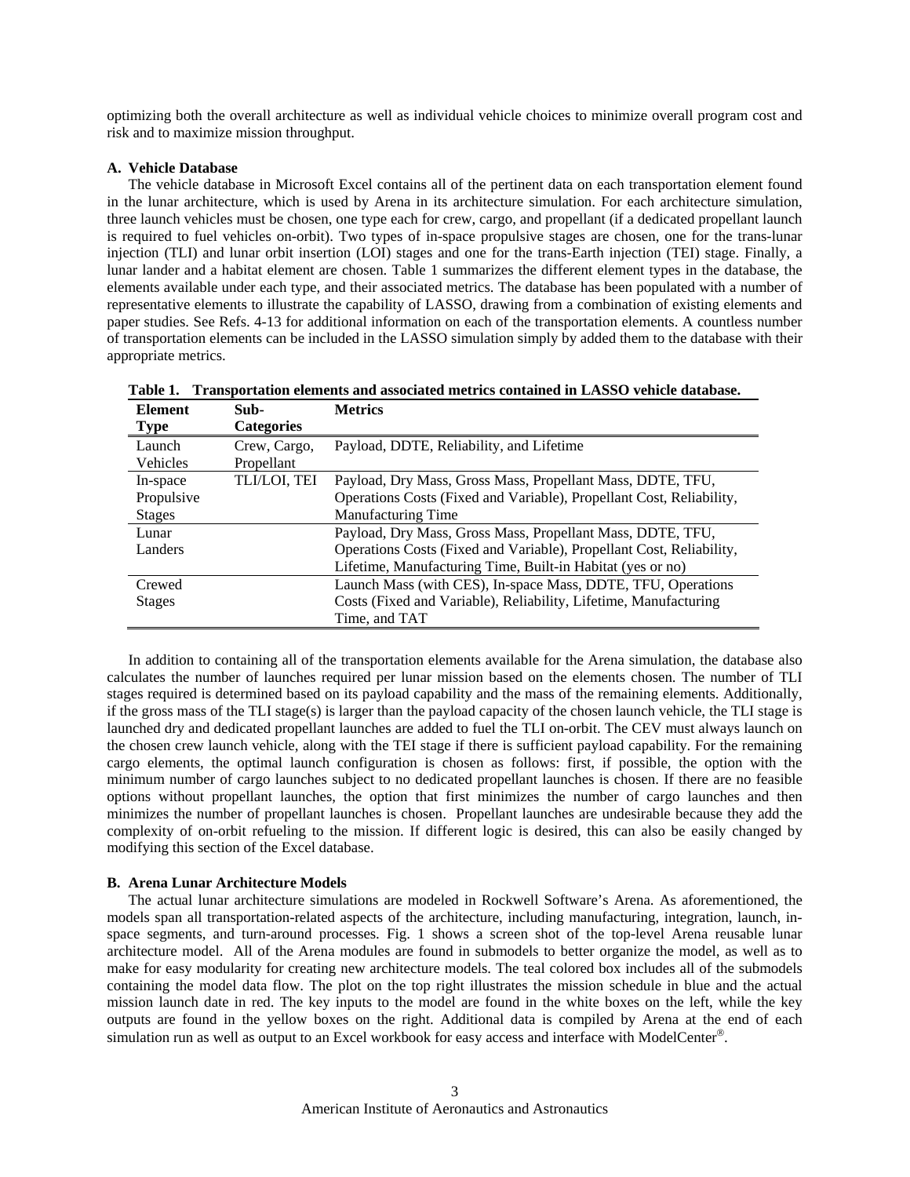optimizing both the overall architecture as well as individual vehicle choices to minimize overall program cost and risk and to maximize mission throughput.

### A. Vehicle Database

The vehicle database in Microsoft Excel contains all of the pertinent data on each transportation element found in the lunar architecture, which is used by Arena in its architecture simulation. For each architecture simulation, three launch vehicles must be chosen, one type each for crew, cargo, and propellant (if a dedicated propellant launch is required to fuel vehicles on-orbit). Two types of in-space propulsive stages are chosen, one for the trans-lunar injection (TLI) and lunar orbit insertion (LOI) stages and one for the trans-Earth injection (TEI) stage. Finally, a lunar lander and a habitat element are chosen. Table 1 summarizes the different element types in the database, the elements available under each type, and their associated metrics. The database has been populated with a number of representative elements to illustrate the capability of LASSO, drawing from a combination of existing elements and paper studies. See Refs. 4-13 for additional information on each of the transportation elements. A countless number of transportation elements can be included in the LASSO simulation simply by added them to the database with their appropriate metrics.

**Table 1. Transportation elements and associated metrics contained in LASSO vehicle database.**

| Element Type | Sub-Categories | Metrics |
|---|---|---|
| Launch Vehicles | Crew, Cargo, Propellant | Payload, DDTE, Reliability, and Lifetime |
| In-space Propulsive Stages | TLI/LOI, TEI | Payload, Dry Mass, Gross Mass, Propellant Mass, DDTE, TFU, Operations Costs (Fixed and Variable), Propellant Cost, Reliability, Manufacturing Time |
| Lunar Landers | | Payload, Dry Mass, Gross Mass, Propellant Mass, DDTE, TFU, Operations Costs (Fixed and Variable), Propellant Cost, Reliability, Lifetime, Manufacturing Time, Built-in Habitat (yes or no) |
| Crewed Stages | | Launch Mass (with CES), In-space Mass, DDTE, TFU, Operations Costs (Fixed and Variable), Reliability, Lifetime, Manufacturing Time, and TAT |

In addition to containing all of the transportation elements available for the Arena simulation, the database also calculates the number of launches required per lunar mission based on the elements chosen. The number of TLI stages required is determined based on its payload capability and the mass of the remaining elements. Additionally, if the gross mass of the TLI stage(s) is larger than the payload capacity of the chosen launch vehicle, the TLI stage is launched dry and dedicated propellant launches are added to fuel the TLI on-orbit. The CEV must always launch on the chosen crew launch vehicle, along with the TEI stage if there is sufficient payload capability. For the remaining cargo elements, the optimal launch configuration is chosen as follows: first, if possible, the option with the minimum number of cargo launches subject to no dedicated propellant launches is chosen. If there are no feasible options without propellant launches, the option that first minimizes the number of cargo launches and then minimizes the number of propellant launches is chosen. Propellant launches are undesirable because they add the complexity of on-orbit refueling to the mission. If different logic is desired, this can also be easily changed by modifying this section of the Excel database.

### B. Arena Lunar Architecture Models

The actual lunar architecture simulations are modeled in Rockwell Software's Arena. As aforementioned, the models span all transportation-related aspects of the architecture, including manufacturing, integration, launch, in-space segments, and turn-around processes. Fig. 1 shows a screen shot of the top-level Arena reusable lunar architecture model. All of the Arena modules are found in submodels to better organize the model, as well as to make for easy modularity for creating new architecture models. The teal colored box includes all of the submodels containing the model data flow. The plot on the top right illustrates the mission schedule in blue and the actual mission launch date in red. The key inputs to the model are found in the white boxes on the left, while the key outputs are found in the yellow boxes on the right. Additional data is compiled by Arena at the end of each simulation run as well as output to an Excel workbook for easy access and interface with ModelCenter®.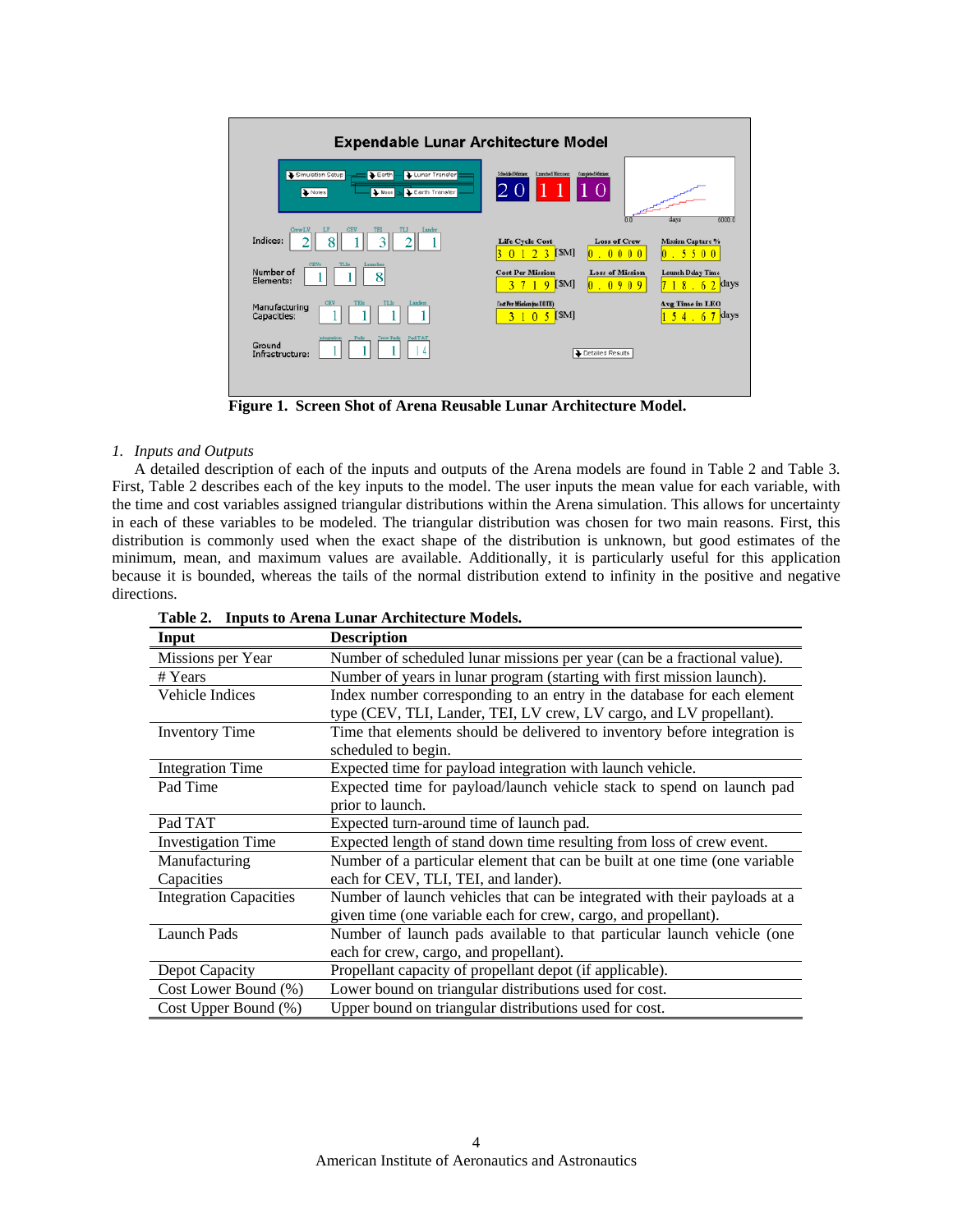Expendable Lunar Architecture Model

Simulation Setup

Earth

Lunar Transfer

Notes

Moon

Earth Transfer

Schedule Missions

Launched Missions

Completed Missions

2 0

1 1

1 0

0.0

days

6000.0

Indices:

Crew LV

LV

CEV

TEI

TLI

Lander

2

8

1

3

2

1

Number of Elements:

CEVs

TLIs

Launches

1

1

8

Manufacturing Capacities:

CEV

TEIs

TLIs

Landers

1

1

1

1

Ground Infrastructure:

Integration

Pads

Crew Pads

Pad TAT

1

1

1

14

Life Cycle Cost

3 0 1 2 3 [$M]

Loss of Crew

0 . 0 0 0 0

Mission Capture %

0 . 5 5 0 0

Cost Per Mission

3 7 1 9 [$M]

Loss of Mission

0 . 0 9 0 9

Launch Delay Time

7 1 8 . 6 2 days

Cost Per Mission (no DDTE)

3 1 0 5 [$M]

Avg Time in LEO

1 5 4 . 6 7 days

Detailed Results

**Figure 1. Screen Shot of Arena Reusable Lunar Architecture Model.**

*1. Inputs and Outputs*

A detailed description of each of the inputs and outputs of the Arena models are found in Table 2 and Table 3. First, Table 2 describes each of the key inputs to the model. The user inputs the mean value for each variable, with the time and cost variables assigned triangular distributions within the Arena simulation. This allows for uncertainty in each of these variables to be modeled. The triangular distribution was chosen for two main reasons. First, this distribution is commonly used when the exact shape of the distribution is unknown, but good estimates of the minimum, mean, and maximum values are available. Additionally, it is particularly useful for this application because it is bounded, whereas the tails of the normal distribution extend to infinity in the positive and negative directions.

**Table 2. Inputs to Arena Lunar Architecture Models.**

| Input | Description |
|---|---|
| Missions per Year | Number of scheduled lunar missions per year (can be a fractional value). |
| # Years | Number of years in lunar program (starting with first mission launch). |
| Vehicle Indices | Index number corresponding to an entry in the database for each element type (CEV, TLI, Lander, TEI, LV crew, LV cargo, and LV propellant). |
| Inventory Time | Time that elements should be delivered to inventory before integration is scheduled to begin. |
| Integration Time | Expected time for payload integration with launch vehicle. |
| Pad Time | Expected time for payload/launch vehicle stack to spend on launch pad prior to launch. |
| Pad TAT | Expected turn-around time of launch pad. |
| Investigation Time | Expected length of stand down time resulting from loss of crew event. |
| Manufacturing Capacities | Number of a particular element that can be built at one time (one variable each for CEV, TLI, TEI, and lander). |
| Integration Capacities | Number of launch vehicles that can be integrated with their payloads at a given time (one variable each for crew, cargo, and propellant). |
| Launch Pads | Number of launch pads available to that particular launch vehicle (one each for crew, cargo, and propellant). |
| Depot Capacity | Propellant capacity of propellant depot (if applicable). |
| Cost Lower Bound (%) | Lower bound on triangular distributions used for cost. |
| Cost Upper Bound (%) | Upper bound on triangular distributions used for cost. |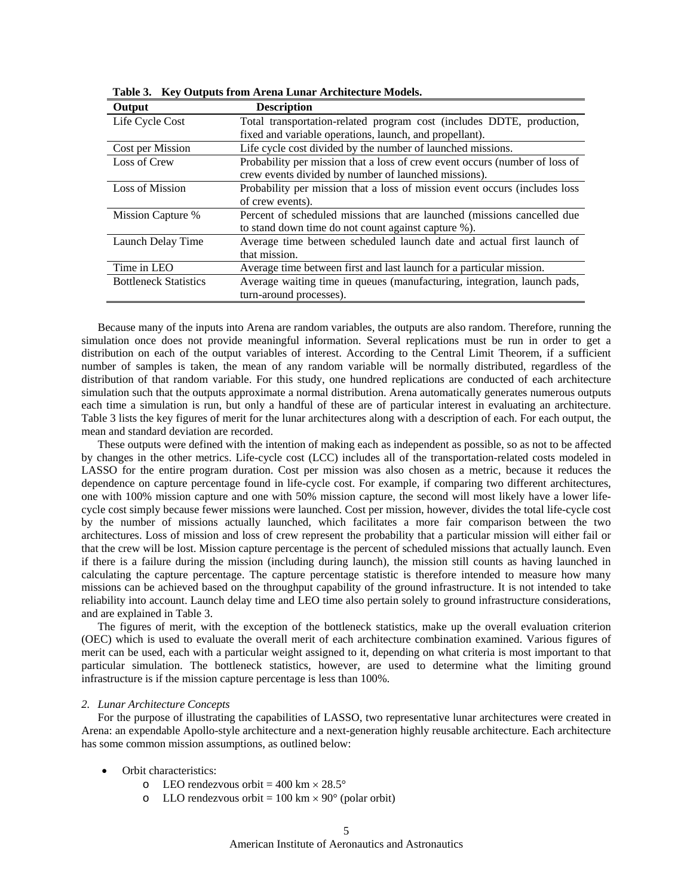**Table 3. Key Outputs from Arena Lunar Architecture Models.**

| Output | Description |
|---|---|
| Life Cycle Cost | Total transportation-related program cost (includes DDTE, production, fixed and variable operations, launch, and propellant). |
| Cost per Mission | Life cycle cost divided by the number of launched missions. |
| Loss of Crew | Probability per mission that a loss of crew event occurs (number of loss of crew events divided by number of launched missions). |
| Loss of Mission | Probability per mission that a loss of mission event occurs (includes loss of crew events). |
| Mission Capture % | Percent of scheduled missions that are launched (missions cancelled due to stand down time do not count against capture %). |
| Launch Delay Time | Average time between scheduled launch date and actual first launch of that mission. |
| Time in LEO | Average time between first and last launch for a particular mission. |
| Bottleneck Statistics | Average waiting time in queues (manufacturing, integration, launch pads, turn-around processes). |

Because many of the inputs into Arena are random variables, the outputs are also random. Therefore, running the simulation once does not provide meaningful information. Several replications must be run in order to get a distribution on each of the output variables of interest. According to the Central Limit Theorem, if a sufficient number of samples is taken, the mean of any random variable will be normally distributed, regardless of the distribution of that random variable. For this study, one hundred replications are conducted of each architecture simulation such that the outputs approximate a normal distribution. Arena automatically generates numerous outputs each time a simulation is run, but only a handful of these are of particular interest in evaluating an architecture. Table 3 lists the key figures of merit for the lunar architectures along with a description of each. For each output, the mean and standard deviation are recorded.

These outputs were defined with the intention of making each as independent as possible, so as not to be affected by changes in the other metrics. Life-cycle cost (LCC) includes all of the transportation-related costs modeled in LASSO for the entire program duration. Cost per mission was also chosen as a metric, because it reduces the dependence on capture percentage found in life-cycle cost. For example, if comparing two different architectures, one with 100% mission capture and one with 50% mission capture, the second will most likely have a lower life-cycle cost simply because fewer missions were launched. Cost per mission, however, divides the total life-cycle cost by the number of missions actually launched, which facilitates a more fair comparison between the two architectures. Loss of mission and loss of crew represent the probability that a particular mission will either fail or that the crew will be lost. Mission capture percentage is the percent of scheduled missions that actually launch. Even if there is a failure during the mission (including during launch), the mission still counts as having launched in calculating the capture percentage. The capture percentage statistic is therefore intended to measure how many missions can be achieved based on the throughput capability of the ground infrastructure. It is not intended to take reliability into account. Launch delay time and LEO time also pertain solely to ground infrastructure considerations, and are explained in Table 3.

The figures of merit, with the exception of the bottleneck statistics, make up the overall evaluation criterion (OEC) which is used to evaluate the overall merit of each architecture combination examined. Various figures of merit can be used, each with a particular weight assigned to it, depending on what criteria is most important to that particular simulation. The bottleneck statistics, however, are used to determine what the limiting ground infrastructure is if the mission capture percentage is less than 100%.

### *2. Lunar Architecture Concepts*

For the purpose of illustrating the capabilities of LASSO, two representative lunar architectures were created in Arena: an expendable Apollo-style architecture and a next-generation highly reusable architecture. Each architecture has some common mission assumptions, as outlined below:

- Orbit characteristics:
  - LEO rendezvous orbit = 400 km × 28.5°
  - LLO rendezvous orbit = 100 km × 90° (polar orbit)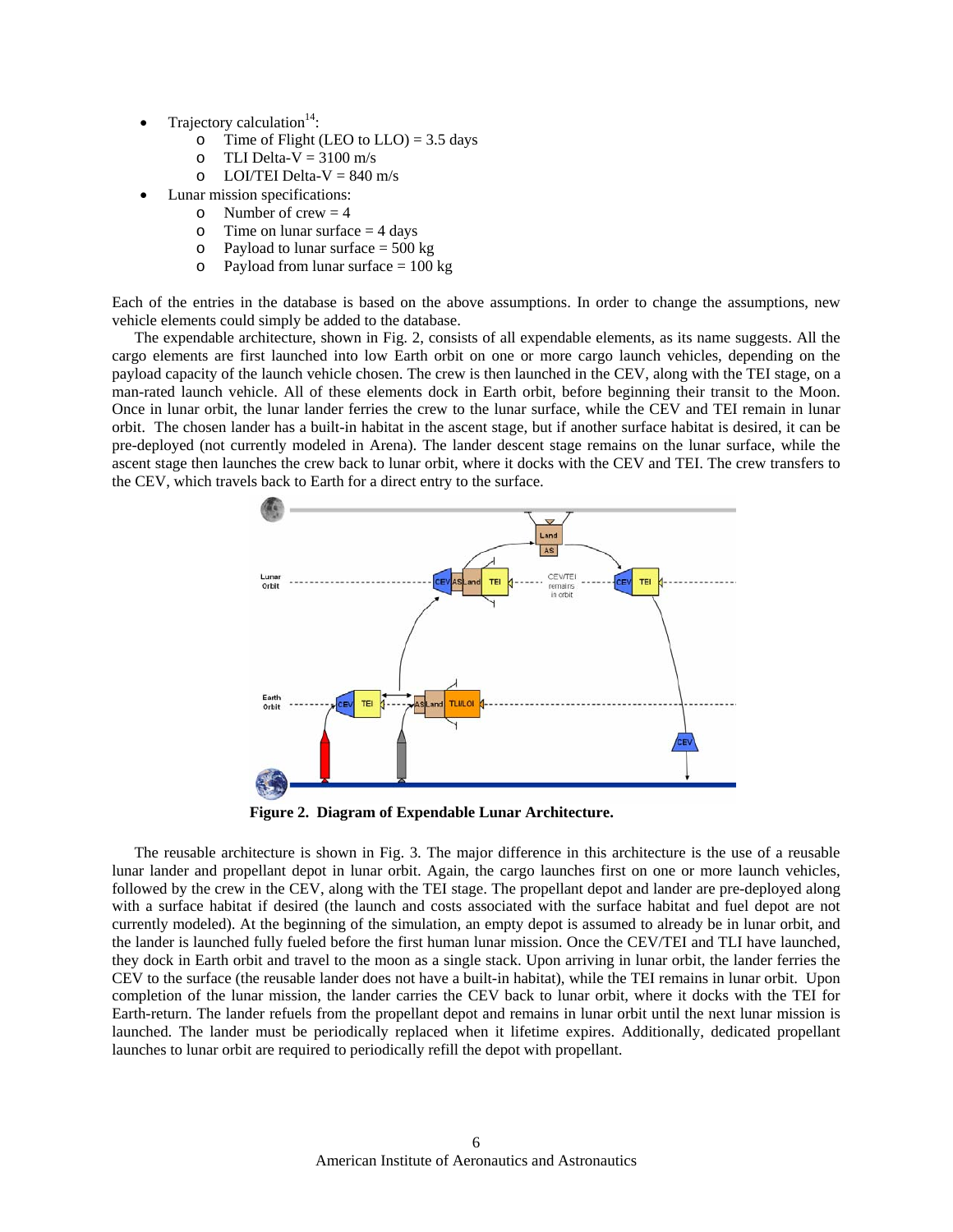- Trajectory calculation[14]:
  - Time of Flight (LEO to LLO) = 3.5 days
  - TLI Delta-V = 3100 m/s
  - LOI/TEI Delta-V = 840 m/s
- Lunar mission specifications:
  - Number of crew = 4
  - Time on lunar surface = 4 days
  - Payload to lunar surface = 500 kg
  - Payload from lunar surface = 100 kg

Each of the entries in the database is based on the above assumptions. In order to change the assumptions, new vehicle elements could simply be added to the database.

The expendable architecture, shown in Fig. 2, consists of all expendable elements, as its name suggests. All the cargo elements are first launched into low Earth orbit on one or more cargo launch vehicles, depending on the payload capacity of the launch vehicle chosen. The crew is then launched in the CEV, along with the TEI stage, on a man-rated launch vehicle. All of these elements dock in Earth orbit, before beginning their transit to the Moon. Once in lunar orbit, the lunar lander ferries the crew to the lunar surface, while the CEV and TEI remain in lunar orbit. The chosen lander has a built-in habitat in the ascent stage, but if another surface habitat is desired, it can be pre-deployed (not currently modeled in Arena). The lander descent stage remains on the lunar surface, while the ascent stage then launches the crew back to lunar orbit, where it docks with the CEV and TEI. The crew transfers to the CEV, which travels back to Earth for a direct entry to the surface.

Lunar Orbit

Earth Orbit

CEV/TEI remains in orbit

Land

AS

CEV

TEI

TLI/LOI

**Figure 2. Diagram of Expendable Lunar Architecture.**

The reusable architecture is shown in Fig. 3. The major difference in this architecture is the use of a reusable lunar lander and propellant depot in lunar orbit. Again, the cargo launches first on one or more launch vehicles, followed by the crew in the CEV, along with the TEI stage. The propellant depot and lander are pre-deployed along with a surface habitat if desired (the launch and costs associated with the surface habitat and fuel depot are not currently modeled). At the beginning of the simulation, an empty depot is assumed to already be in lunar orbit, and the lander is launched fully fueled before the first human lunar mission. Once the CEV/TEI and TLI have launched, they dock in Earth orbit and travel to the moon as a single stack. Upon arriving in lunar orbit, the lander ferries the CEV to the surface (the reusable lander does not have a built-in habitat), while the TEI remains in lunar orbit. Upon completion of the lunar mission, the lander carries the CEV back to lunar orbit, where it docks with the TEI for Earth-return. The lander refuels from the propellant depot and remains in lunar orbit until the next lunar mission is launched. The lander must be periodically replaced when it lifetime expires. Additionally, dedicated propellant launches to lunar orbit are required to periodically refill the depot with propellant.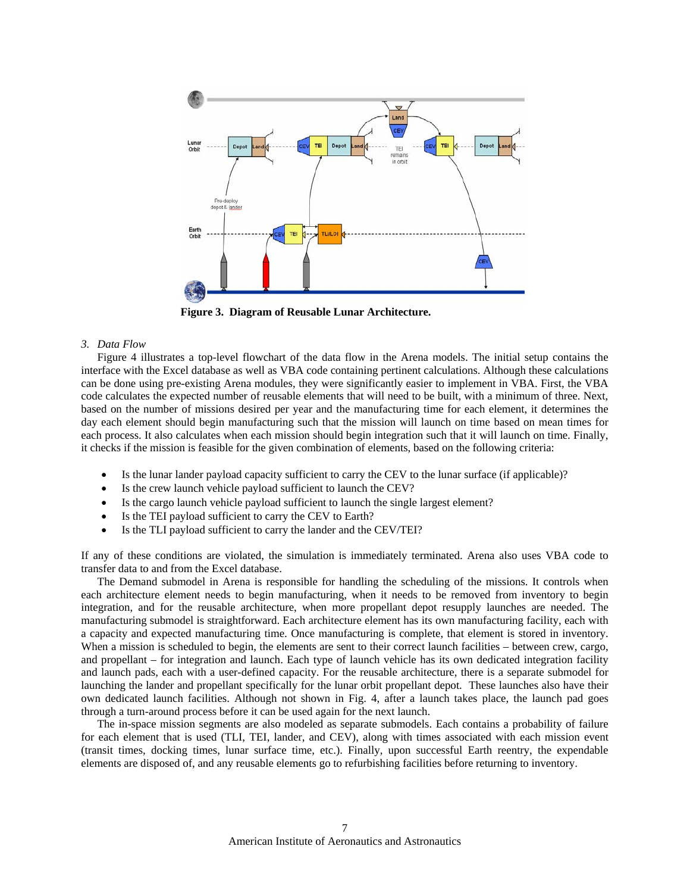Lunar Orbit

Earth Orbit

Depot

Land

CEV

TEI

Pre-deploy depot & lander

TEI remains in orbit

TLI/LOI

**Figure 3. Diagram of Reusable Lunar Architecture.**

*3. Data Flow*

Figure 4 illustrates a top-level flowchart of the data flow in the Arena models. The initial setup contains the interface with the Excel database as well as VBA code containing pertinent calculations. Although these calculations can be done using pre-existing Arena modules, they were significantly easier to implement in VBA. First, the VBA code calculates the expected number of reusable elements that will need to be built, with a minimum of three. Next, based on the number of missions desired per year and the manufacturing time for each element, it determines the day each element should begin manufacturing such that the mission will launch on time based on mean times for each process. It also calculates when each mission should begin integration such that it will launch on time. Finally, it checks if the mission is feasible for the given combination of elements, based on the following criteria:

- Is the lunar lander payload capacity sufficient to carry the CEV to the lunar surface (if applicable)?
- Is the crew launch vehicle payload sufficient to launch the CEV?
- Is the cargo launch vehicle payload sufficient to launch the single largest element?
- Is the TEI payload sufficient to carry the CEV to Earth?
- Is the TLI payload sufficient to carry the lander and the CEV/TEI?

If any of these conditions are violated, the simulation is immediately terminated. Arena also uses VBA code to transfer data to and from the Excel database.

The Demand submodel in Arena is responsible for handling the scheduling of the missions. It controls when each architecture element needs to begin manufacturing, when it needs to be removed from inventory to begin integration, and for the reusable architecture, when more propellant depot resupply launches are needed. The manufacturing submodel is straightforward. Each architecture element has its own manufacturing facility, each with a capacity and expected manufacturing time. Once manufacturing is complete, that element is stored in inventory. When a mission is scheduled to begin, the elements are sent to their correct launch facilities – between crew, cargo, and propellant – for integration and launch. Each type of launch vehicle has its own dedicated integration facility and launch pads, each with a user-defined capacity. For the reusable architecture, there is a separate submodel for launching the lander and propellant specifically for the lunar orbit propellant depot. These launches also have their own dedicated launch facilities. Although not shown in Fig. 4, after a launch takes place, the launch pad goes through a turn-around process before it can be used again for the next launch.

The in-space mission segments are also modeled as separate submodels. Each contains a probability of failure for each element that is used (TLI, TEI, lander, and CEV), along with times associated with each mission event (transit times, docking times, lunar surface time, etc.). Finally, upon successful Earth reentry, the expendable elements are disposed of, and any reusable elements go to refurbishing facilities before returning to inventory.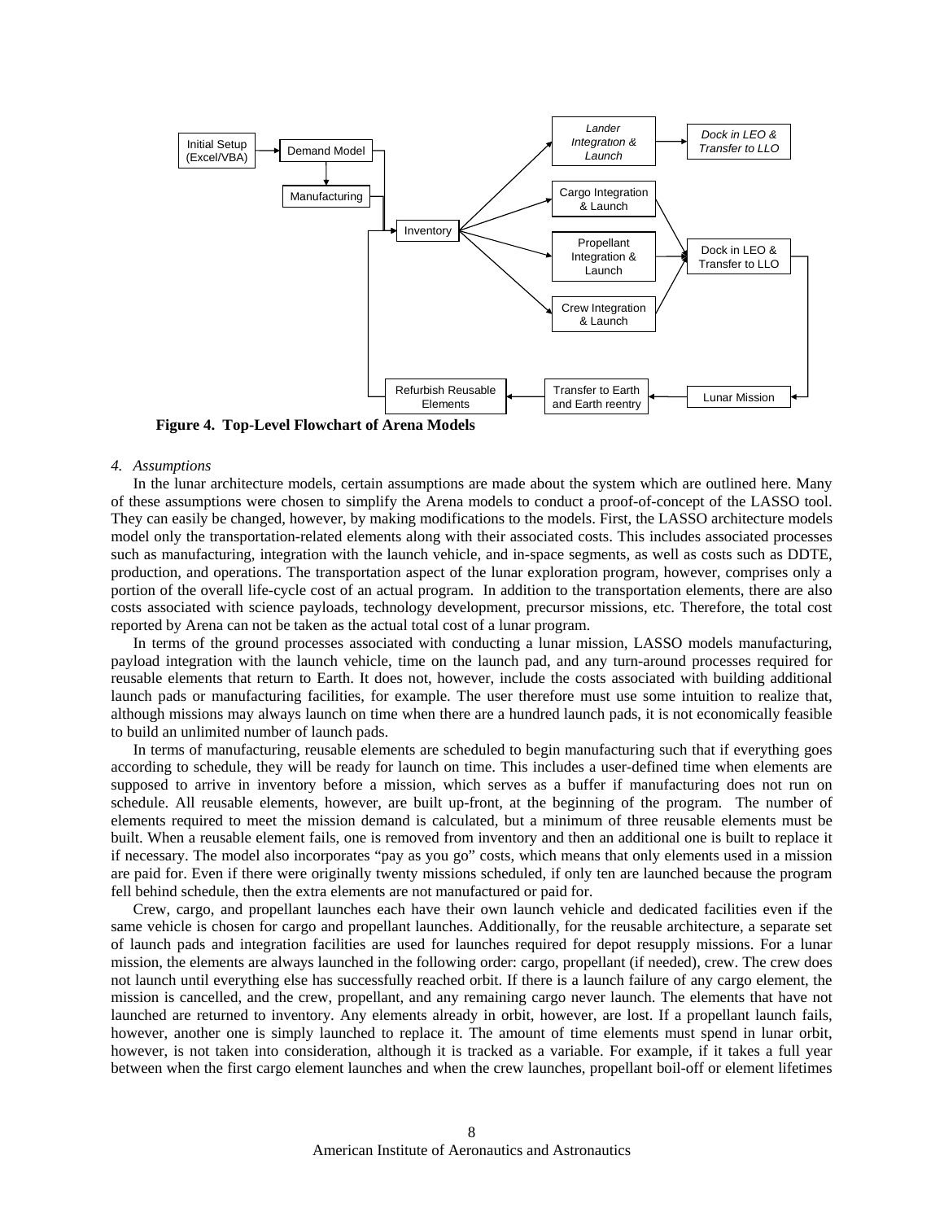Initial Setup (Excel/VBA)

Demand Model

Manufacturing

Inventory

*Lander Integration & Launch*

*Dock in LEO & Transfer to LLO*

Cargo Integration & Launch

Propellant Integration & Launch

Crew Integration & Launch

Dock in LEO & Transfer to LLO

Lunar Mission

Transfer to Earth and Earth reentry

Refurbish Reusable Elements

**Figure 4. Top-Level Flowchart of Arena Models**

*4. Assumptions*

In the lunar architecture models, certain assumptions are made about the system which are outlined here. Many of these assumptions were chosen to simplify the Arena models to conduct a proof-of-concept of the LASSO tool. They can easily be changed, however, by making modifications to the models. First, the LASSO architecture models model only the transportation-related elements along with their associated costs. This includes associated processes such as manufacturing, integration with the launch vehicle, and in-space segments, as well as costs such as DDTE, production, and operations. The transportation aspect of the lunar exploration program, however, comprises only a portion of the overall life-cycle cost of an actual program. In addition to the transportation elements, there are also costs associated with science payloads, technology development, precursor missions, etc. Therefore, the total cost reported by Arena can not be taken as the actual total cost of a lunar program.

In terms of the ground processes associated with conducting a lunar mission, LASSO models manufacturing, payload integration with the launch vehicle, time on the launch pad, and any turn-around processes required for reusable elements that return to Earth. It does not, however, include the costs associated with building additional launch pads or manufacturing facilities, for example. The user therefore must use some intuition to realize that, although missions may always launch on time when there are a hundred launch pads, it is not economically feasible to build an unlimited number of launch pads.

In terms of manufacturing, reusable elements are scheduled to begin manufacturing such that if everything goes according to schedule, they will be ready for launch on time. This includes a user-defined time when elements are supposed to arrive in inventory before a mission, which serves as a buffer if manufacturing does not run on schedule. All reusable elements, however, are built up-front, at the beginning of the program. The number of elements required to meet the mission demand is calculated, but a minimum of three reusable elements must be built. When a reusable element fails, one is removed from inventory and then an additional one is built to replace it if necessary. The model also incorporates "pay as you go" costs, which means that only elements used in a mission are paid for. Even if there were originally twenty missions scheduled, if only ten are launched because the program fell behind schedule, then the extra elements are not manufactured or paid for.

Crew, cargo, and propellant launches each have their own launch vehicle and dedicated facilities even if the same vehicle is chosen for cargo and propellant launches. Additionally, for the reusable architecture, a separate set of launch pads and integration facilities are used for launches required for depot resupply missions. For a lunar mission, the elements are always launched in the following order: cargo, propellant (if needed), crew. The crew does not launch until everything else has successfully reached orbit. If there is a launch failure of any cargo element, the mission is cancelled, and the crew, propellant, and any remaining cargo never launch. The elements that have not launched are returned to inventory. Any elements already in orbit, however, are lost. If a propellant launch fails, however, another one is simply launched to replace it. The amount of time elements must spend in lunar orbit, however, is not taken into consideration, although it is tracked as a variable. For example, if it takes a full year between when the first cargo element launches and when the crew launches, propellant boil-off or element lifetimes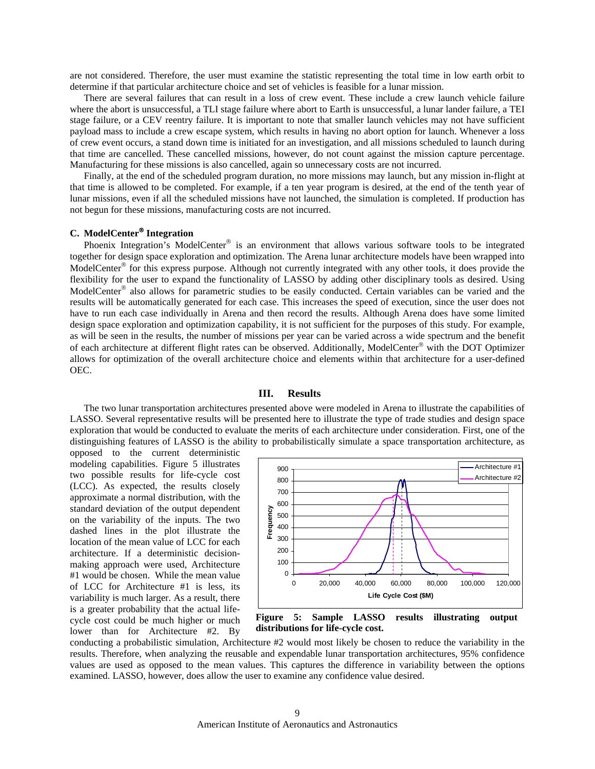are not considered. Therefore, the user must examine the statistic representing the total time in low earth orbit to determine if that particular architecture choice and set of vehicles is feasible for a lunar mission.

There are several failures that can result in a loss of crew event. These include a crew launch vehicle failure where the abort is unsuccessful, a TLI stage failure where abort to Earth is unsuccessful, a lunar lander failure, a TEI stage failure, or a CEV reentry failure. It is important to note that smaller launch vehicles may not have sufficient payload mass to include a crew escape system, which results in having no abort option for launch. Whenever a loss of crew event occurs, a stand down time is initiated for an investigation, and all missions scheduled to launch during that time are cancelled. These cancelled missions, however, do not count against the mission capture percentage. Manufacturing for these missions is also cancelled, again so unnecessary costs are not incurred.

Finally, at the end of the scheduled program duration, no more missions may launch, but any mission in-flight at that time is allowed to be completed. For example, if a ten year program is desired, at the end of the tenth year of lunar missions, even if all the scheduled missions have not launched, the simulation is completed. If production has not begun for these missions, manufacturing costs are not incurred.

### C. ModelCenter® Integration

Phoenix Integration's ModelCenter® is an environment that allows various software tools to be integrated together for design space exploration and optimization. The Arena lunar architecture models have been wrapped into ModelCenter® for this express purpose. Although not currently integrated with any other tools, it does provide the flexibility for the user to expand the functionality of LASSO by adding other disciplinary tools as desired. Using ModelCenter® also allows for parametric studies to be easily conducted. Certain variables can be varied and the results will be automatically generated for each case. This increases the speed of execution, since the user does not have to run each case individually in Arena and then record the results. Although Arena does have some limited design space exploration and optimization capability, it is not sufficient for the purposes of this study. For example, as will be seen in the results, the number of missions per year can be varied across a wide spectrum and the benefit of each architecture at different flight rates can be observed. Additionally, ModelCenter® with the DOT Optimizer allows for optimization of the overall architecture choice and elements within that architecture for a user-defined OEC.

## III. Results

The two lunar transportation architectures presented above were modeled in Arena to illustrate the capabilities of LASSO. Several representative results will be presented here to illustrate the type of trade studies and design space exploration that would be conducted to evaluate the merits of each architecture under consideration. First, one of the distinguishing features of LASSO is the ability to probabilistically simulate a space transportation architecture, as opposed to the current deterministic modeling capabilities. Figure 5 illustrates two possible results for life-cycle cost (LCC). As expected, the results closely approximate a normal distribution, with the standard deviation of the output dependent on the variability of the inputs. The two dashed lines in the plot illustrate the location of the mean value of LCC for each architecture. If a deterministic decision-making approach were used, Architecture #1 would be chosen. While the mean value of LCC for Architecture #1 is less, its variability is much larger. As a result, there is a greater probability that the actual life-cycle cost could be much higher or much lower than for Architecture #2. By conducting a probabilistic simulation, Architecture #2 would most likely be chosen to reduce the variability in the results. Therefore, when analyzing the reusable and expendable lunar transportation architectures, 95% confidence values are used as opposed to the mean values. This captures the difference in variability between the options examined. LASSO, however, does allow the user to examine any confidence value desired.

Architecture #1
Architecture #2
Frequency
0
100
200
300
400
500
600
700
800
900
0
20,000
40,000
60,000
80,000
100,000
120,000
Life Cycle Cost ($M)

**Figure 5: Sample LASSO results illustrating output distributions for life-cycle cost.**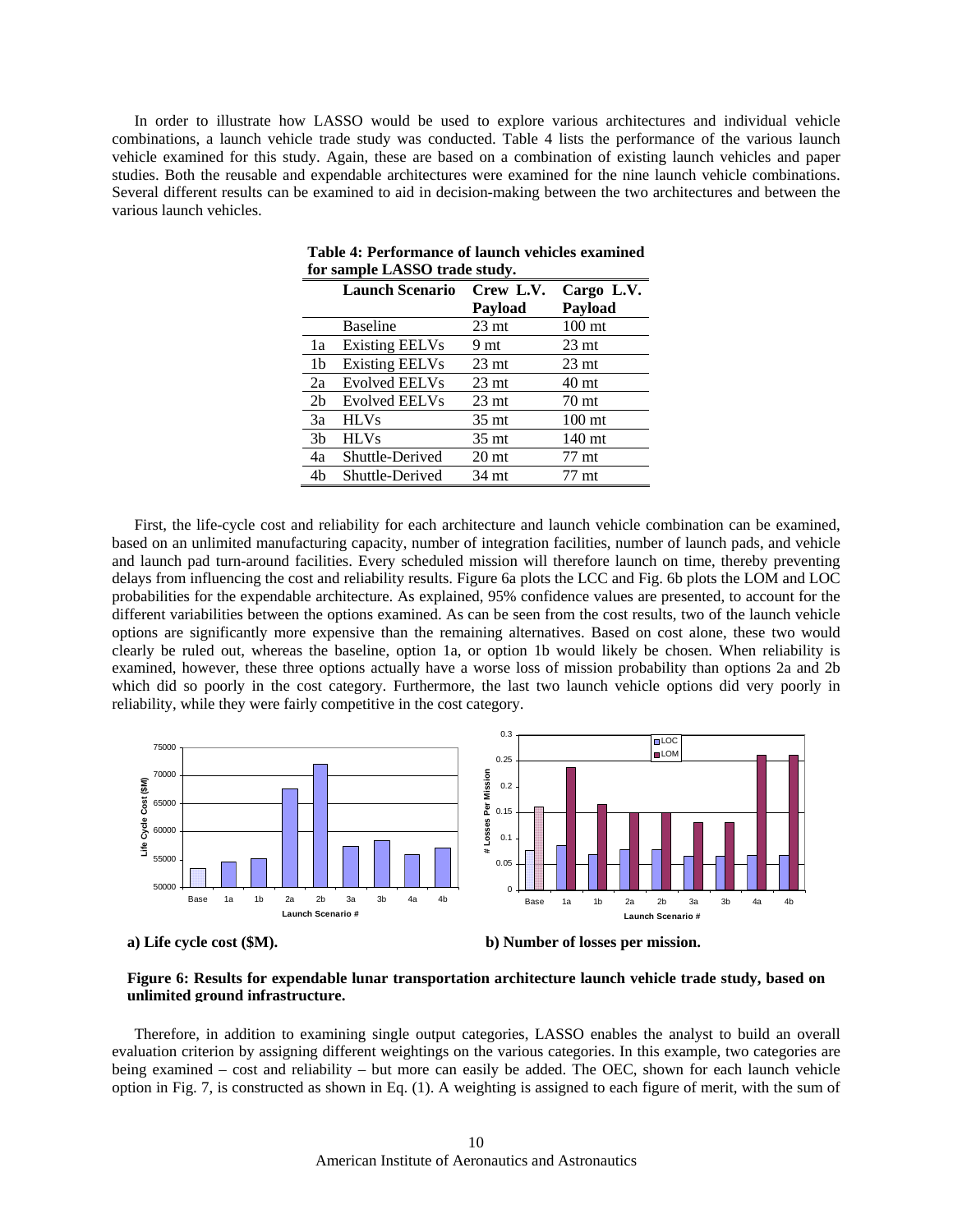In order to illustrate how LASSO would be used to explore various architectures and individual vehicle combinations, a launch vehicle trade study was conducted. Table 4 lists the performance of the various launch vehicle examined for this study. Again, these are based on a combination of existing launch vehicles and paper studies. Both the reusable and expendable architectures were examined for the nine launch vehicle combinations. Several different results can be examined to aid in decision-making between the two architectures and between the various launch vehicles.

**Table 4: Performance of launch vehicles examined for sample LASSO trade study.**

| | Launch Scenario | Crew L.V. Payload | Cargo L.V. Payload |
|---|---|---|---|
| | Baseline | 23 mt | 100 mt |
| 1a | Existing EELVs | 9 mt | 23 mt |
| 1b | Existing EELVs | 23 mt | 23 mt |
| 2a | Evolved EELVs | 23 mt | 40 mt |
| 2b | Evolved EELVs | 23 mt | 70 mt |
| 3a | HLVs | 35 mt | 100 mt |
| 3b | HLVs | 35 mt | 140 mt |
| 4a | Shuttle-Derived | 20 mt | 77 mt |
| 4b | Shuttle-Derived | 34 mt | 77 mt |

First, the life-cycle cost and reliability for each architecture and launch vehicle combination can be examined, based on an unlimited manufacturing capacity, number of integration facilities, number of launch pads, and vehicle and launch pad turn-around facilities. Every scheduled mission will therefore launch on time, thereby preventing delays from influencing the cost and reliability results. Figure 6a plots the LCC and Fig. 6b plots the LOM and LOC probabilities for the expendable architecture. As explained, 95% confidence values are presented, to account for the different variabilities between the options examined. As can be seen from the cost results, two of the launch vehicle options are significantly more expensive than the remaining alternatives. Based on cost alone, these two would clearly be ruled out, whereas the baseline, option 1a, or option 1b would likely be chosen. When reliability is examined, however, these three options actually have a worse loss of mission probability than options 2a and 2b which did so poorly in the cost category. Furthermore, the last two launch vehicle options did very poorly in reliability, while they were fairly competitive in the cost category.

**a) Life cycle cost ($M).**

**b) Number of losses per mission.**

**Figure 6: Results for expendable lunar transportation architecture launch vehicle trade study, based on unlimited ground infrastructure.**

Therefore, in addition to examining single output categories, LASSO enables the analyst to build an overall evaluation criterion by assigning different weightings on the various categories. In this example, two categories are being examined – cost and reliability – but more can easily be added. The OEC, shown for each launch vehicle option in Fig. 7, is constructed as shown in Eq. (1). A weighting is assigned to each figure of merit, with the sum of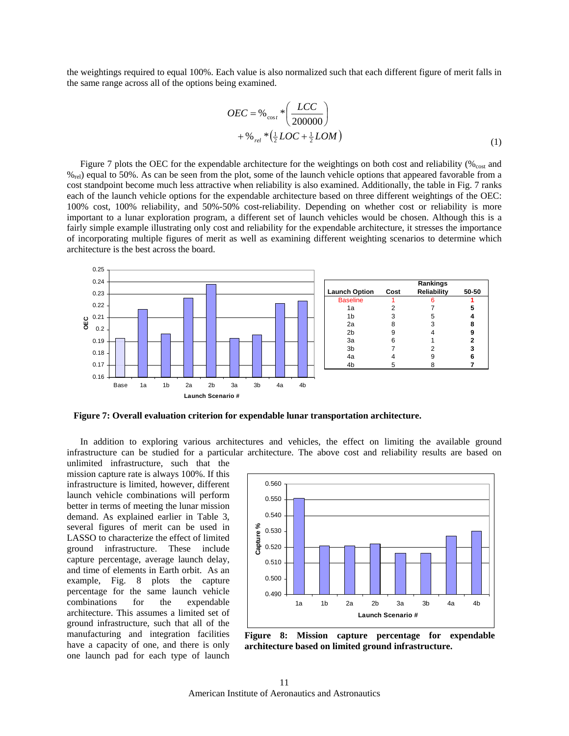the weightings required to equal 100%. Each value is also normalized such that each different figure of merit falls in the same range across all of the options being examined.

$$OEC = \%_{\cos t} * \left( \frac{LCC}{200000} \right) + \%_{rel} * \left( \tfrac{1}{2} LOC + \tfrac{1}{2} LOM \right) \tag{1}$$

Figure 7 plots the OEC for the expendable architecture for the weightings on both cost and reliability ($\%_{cost}$ and $\%_{rel}$) equal to 50%. As can be seen from the plot, some of the launch vehicle options that appeared favorable from a cost standpoint become much less attractive when reliability is also examined. Additionally, the table in Fig. 7 ranks each of the launch vehicle options for the expendable architecture based on three different weightings of the OEC: 100% cost, 100% reliability, and 50%-50% cost-reliability. Depending on whether cost or reliability is more important to a lunar exploration program, a different set of launch vehicles would be chosen. Although this is a fairly simple example illustrating only cost and reliability for the expendable architecture, it stresses the importance of incorporating multiple figures of merit as well as examining different weighting scenarios to determine which architecture is the best across the board.

| Launch Option | Cost (Rankings) | Reliability (Rankings) | 50-50 (Rankings) |
|---|---|---|---|
| Baseline | 1 | 6 | **1** |
| 1a | 2 | 7 | **5** |
| 1b | 3 | 5 | **4** |
| 2a | 8 | 3 | **8** |
| 2b | 9 | 4 | **9** |
| 3a | 6 | 1 | **2** |
| 3b | 7 | 2 | **3** |
| 4a | 4 | 9 | **6** |
| 4b | 5 | 8 | **7** |

**Figure 7: Overall evaluation criterion for expendable lunar transportation architecture.**

In addition to exploring various architectures and vehicles, the effect on limiting the available ground infrastructure can be studied for a particular architecture. The above cost and reliability results are based on unlimited infrastructure, such that the mission capture rate is always 100%. If this infrastructure is limited, however, different launch vehicle combinations will perform better in terms of meeting the lunar mission demand. As explained earlier in Table 3, several figures of merit can be used in LASSO to characterize the effect of limited ground infrastructure. These include capture percentage, average launch delay, and time of elements in Earth orbit. As an example, Fig. 8 plots the capture percentage for the same launch vehicle combinations for the expendable architecture. This assumes a limited set of ground infrastructure, such that all of the manufacturing and integration facilities have a capacity of one, and there is only one launch pad for each type of launch

**Figure 8: Mission capture percentage for expendable architecture based on limited ground infrastructure.**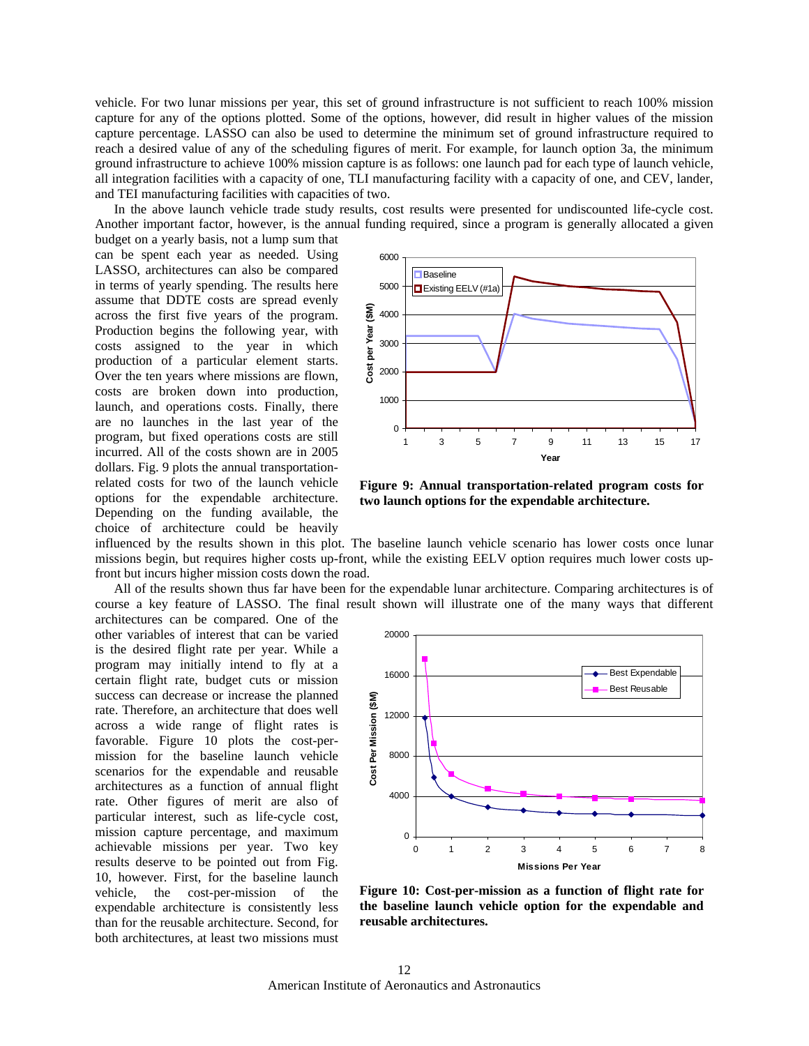vehicle. For two lunar missions per year, this set of ground infrastructure is not sufficient to reach 100% mission capture for any of the options plotted. Some of the options, however, did result in higher values of the mission capture percentage. LASSO can also be used to determine the minimum set of ground infrastructure required to reach a desired value of any of the scheduling figures of merit. For example, for launch option 3a, the minimum ground infrastructure to achieve 100% mission capture is as follows: one launch pad for each type of launch vehicle, all integration facilities with a capacity of one, TLI manufacturing facility with a capacity of one, and CEV, lander, and TEI manufacturing facilities with capacities of two.

In the above launch vehicle trade study results, cost results were presented for undiscounted life-cycle cost. Another important factor, however, is the annual funding required, since a program is generally allocated a given budget on a yearly basis, not a lump sum that can be spent each year as needed. Using LASSO, architectures can also be compared in terms of yearly spending. The results here assume that DDTE costs are spread evenly across the first five years of the program. Production begins the following year, with costs assigned to the year in which production of a particular element starts. Over the ten years where missions are flown, costs are broken down into production, launch, and operations costs. Finally, there are no launches in the last year of the program, but fixed operations costs are still incurred. All of the costs shown are in 2005 dollars. Fig. 9 plots the annual transportation-related costs for two of the launch vehicle options for the expendable architecture. Depending on the funding available, the choice of architecture could be heavily influenced by the results shown in this plot. The baseline launch vehicle scenario has lower costs once lunar missions begin, but requires higher costs up-front, while the existing EELV option requires much lower costs up-front but incurs higher mission costs down the road.

**Figure 9: Annual transportation-related program costs for two launch options for the expendable architecture.**

All of the results shown thus far have been for the expendable lunar architecture. Comparing architectures is of course a key feature of LASSO. The final result shown will illustrate one of the many ways that different architectures can be compared. One of the other variables of interest that can be varied is the desired flight rate per year. While a program may initially intend to fly at a certain flight rate, budget cuts or mission success can decrease or increase the planned rate. Therefore, an architecture that does well across a wide range of flight rates is favorable. Figure 10 plots the cost-per-mission for the baseline launch vehicle scenarios for the expendable and reusable architectures as a function of annual flight rate. Other figures of merit are also of particular interest, such as life-cycle cost, mission capture percentage, and maximum achievable missions per year. Two key results deserve to be pointed out from Fig. 10, however. First, for the baseline launch vehicle, the cost-per-mission of the expendable architecture is consistently less than for the reusable architecture. Second, for both architectures, at least two missions must

**Figure 10: Cost-per-mission as a function of flight rate for the baseline launch vehicle option for the expendable and reusable architectures.**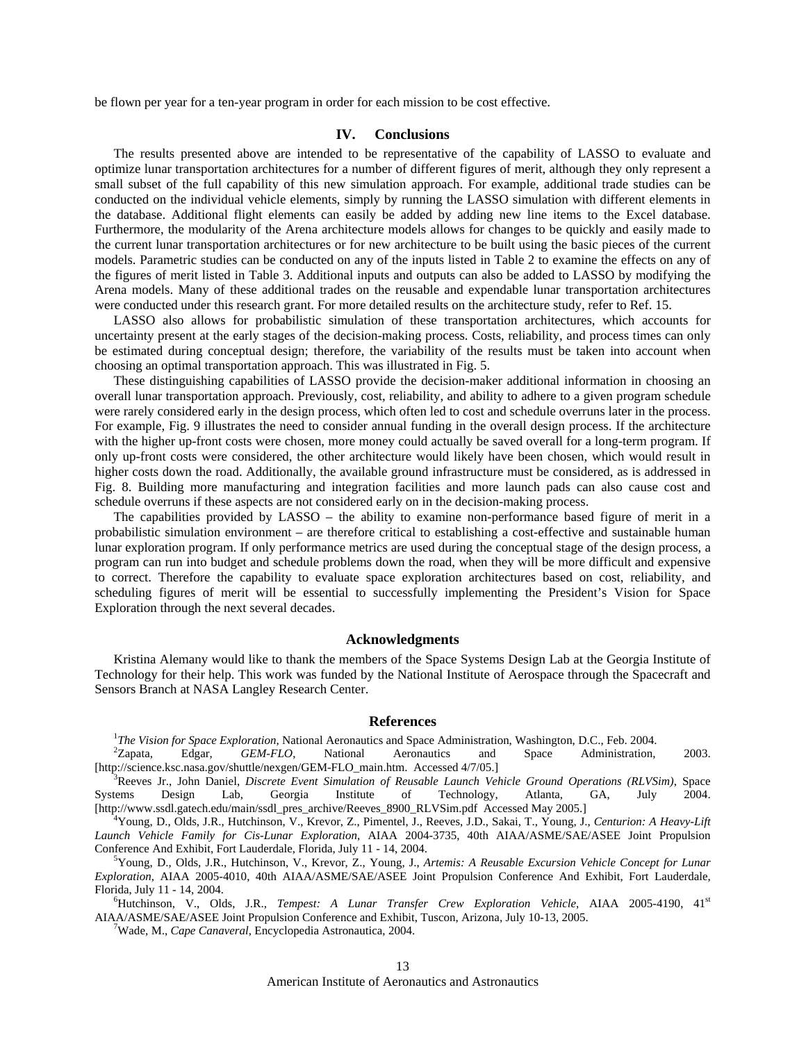be flown per year for a ten-year program in order for each mission to be cost effective.

## IV. Conclusions

The results presented above are intended to be representative of the capability of LASSO to evaluate and optimize lunar transportation architectures for a number of different figures of merit, although they only represent a small subset of the full capability of this new simulation approach. For example, additional trade studies can be conducted on the individual vehicle elements, simply by running the LASSO simulation with different elements in the database. Additional flight elements can easily be added by adding new line items to the Excel database. Furthermore, the modularity of the Arena architecture models allows for changes to be quickly and easily made to the current lunar transportation architectures or for new architecture to be built using the basic pieces of the current models. Parametric studies can be conducted on any of the inputs listed in Table 2 to examine the effects on any of the figures of merit listed in Table 3. Additional inputs and outputs can also be added to LASSO by modifying the Arena models. Many of these additional trades on the reusable and expendable lunar transportation architectures were conducted under this research grant. For more detailed results on the architecture study, refer to Ref. 15.

LASSO also allows for probabilistic simulation of these transportation architectures, which accounts for uncertainty present at the early stages of the decision-making process. Costs, reliability, and process times can only be estimated during conceptual design; therefore, the variability of the results must be taken into account when choosing an optimal transportation approach. This was illustrated in Fig. 5.

These distinguishing capabilities of LASSO provide the decision-maker additional information in choosing an overall lunar transportation approach. Previously, cost, reliability, and ability to adhere to a given program schedule were rarely considered early in the design process, which often led to cost and schedule overruns later in the process. For example, Fig. 9 illustrates the need to consider annual funding in the overall design process. If the architecture with the higher up-front costs were chosen, more money could actually be saved overall for a long-term program. If only up-front costs were considered, the other architecture would likely have been chosen, which would result in higher costs down the road. Additionally, the available ground infrastructure must be considered, as is addressed in Fig. 8. Building more manufacturing and integration facilities and more launch pads can also cause cost and schedule overruns if these aspects are not considered early on in the decision-making process.

The capabilities provided by LASSO – the ability to examine non-performance based figure of merit in a probabilistic simulation environment – are therefore critical to establishing a cost-effective and sustainable human lunar exploration program. If only performance metrics are used during the conceptual stage of the design process, a program can run into budget and schedule problems down the road, when they will be more difficult and expensive to correct. Therefore the capability to evaluate space exploration architectures based on cost, reliability, and scheduling figures of merit will be essential to successfully implementing the President's Vision for Space Exploration through the next several decades.

## Acknowledgments

Kristina Alemany would like to thank the members of the Space Systems Design Lab at the Georgia Institute of Technology for their help. This work was funded by the National Institute of Aerospace through the Spacecraft and Sensors Branch at NASA Langley Research Center.

## References

[1] *The Vision for Space Exploration*, National Aeronautics and Space Administration, Washington, D.C., Feb. 2004.

[2] Zapata, Edgar, *GEM-FLO*, National Aeronautics and Space Administration, 2003. [http://science.ksc.nasa.gov/shuttle/nexgen/GEM-FLO_main.htm. Accessed 4/7/05.]

[3] Reeves Jr., John Daniel, *Discrete Event Simulation of Reusable Launch Vehicle Ground Operations (RLVSim)*, Space Systems Design Lab, Georgia Institute of Technology, Atlanta, GA, July 2004. [http://www.ssdl.gatech.edu/main/ssdl_pres_archive/Reeves_8900_RLVSim.pdf Accessed May 2005.]

[4] Young, D., Olds, J.R., Hutchinson, V., Krevor, Z., Pimentel, J., Reeves, J.D., Sakai, T., Young, J., *Centurion: A Heavy-Lift Launch Vehicle Family for Cis-Lunar Exploration*, AIAA 2004-3735, 40th AIAA/ASME/SAE/ASEE Joint Propulsion Conference And Exhibit, Fort Lauderdale, Florida, July 11 - 14, 2004.

[5] Young, D., Olds, J.R., Hutchinson, V., Krevor, Z., Young, J., *Artemis: A Reusable Excursion Vehicle Concept for Lunar Exploration*, AIAA 2005-4010, 40th AIAA/ASME/SAE/ASEE Joint Propulsion Conference And Exhibit, Fort Lauderdale, Florida, July 11 - 14, 2004.

[6] Hutchinson, V., Olds, J.R., *Tempest: A Lunar Transfer Crew Exploration Vehicle*, AIAA 2005-4190, 41st AIAA/ASME/SAE/ASEE Joint Propulsion Conference and Exhibit, Tuscon, Arizona, July 10-13, 2005.

[7] Wade, M., *Cape Canaveral*, Encyclopedia Astronautica, 2004.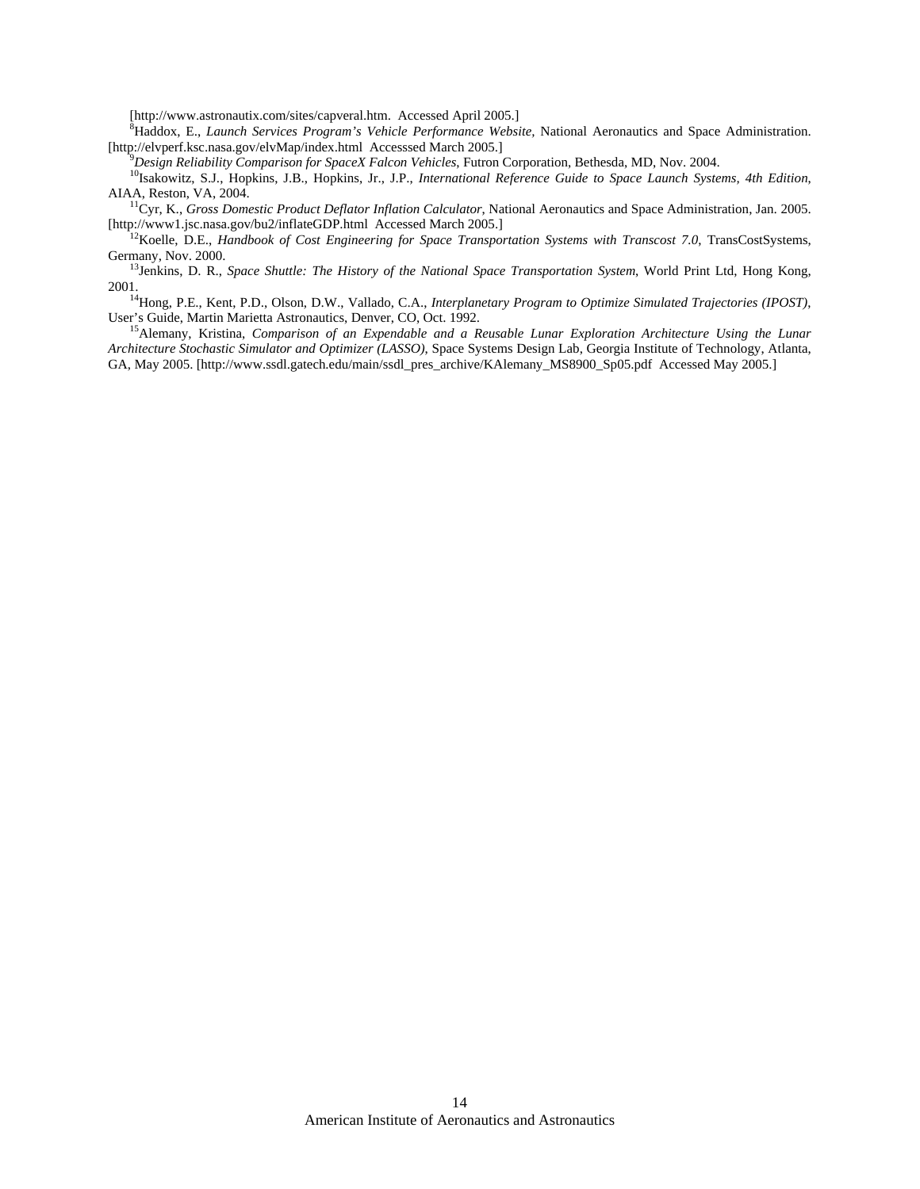[http://www.astronautix.com/sites/capveral.htm. Accessed April 2005.]

[8] Haddox, E., *Launch Services Program's Vehicle Performance Website*, National Aeronautics and Space Administration. [http://elvperf.ksc.nasa.gov/elvMap/index.html Accesssed March 2005.]

[9] *Design Reliability Comparison for SpaceX Falcon Vehicles*, Futron Corporation, Bethesda, MD, Nov. 2004.

[10] Isakowitz, S.J., Hopkins, J.B., Hopkins, Jr., J.P., *International Reference Guide to Space Launch Systems, 4th Edition*, AIAA, Reston, VA, 2004.

[11] Cyr, K., *Gross Domestic Product Deflator Inflation Calculator*, National Aeronautics and Space Administration, Jan. 2005. [http://www1.jsc.nasa.gov/bu2/inflateGDP.html Accessed March 2005.]

[12] Koelle, D.E., *Handbook of Cost Engineering for Space Transportation Systems with Transcost 7.0*, TransCostSystems, Germany, Nov. 2000.

[13] Jenkins, D. R., *Space Shuttle: The History of the National Space Transportation System*, World Print Ltd, Hong Kong, 2001.

[14] Hong, P.E., Kent, P.D., Olson, D.W., Vallado, C.A., *Interplanetary Program to Optimize Simulated Trajectories (IPOST)*, User's Guide, Martin Marietta Astronautics, Denver, CO, Oct. 1992.

[15] Alemany, Kristina, *Comparison of an Expendable and a Reusable Lunar Exploration Architecture Using the Lunar Architecture Stochastic Simulator and Optimizer (LASSO)*, Space Systems Design Lab, Georgia Institute of Technology, Atlanta, GA, May 2005. [http://www.ssdl.gatech.edu/main/ssdl_pres_archive/KAlemany_MS8900_Sp05.pdf Accessed May 2005.]